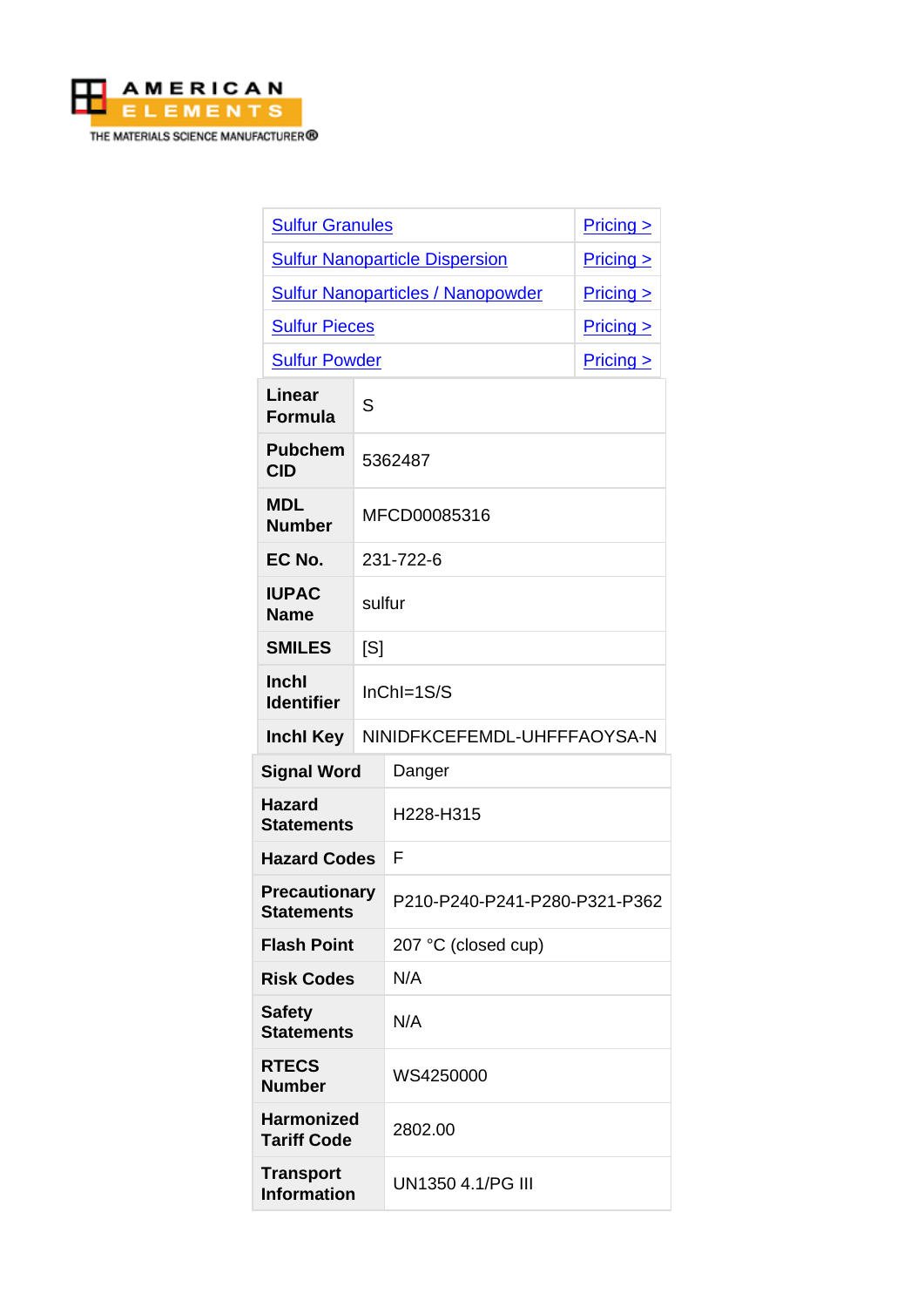AMERICAN ELEMENTS

THE MATERIALS SCIENCE MANUFACTURER®

| Product | Pricing |
|---|---|
| Sulfur Granules | Pricing > |
| Sulfur Nanoparticle Dispersion | Pricing > |
| Sulfur Nanoparticles / Nanopowder | Pricing > |
| Sulfur Pieces | Pricing > |
| Sulfur Powder | Pricing > |

| Property | Value |
|---|---|
| **Linear Formula** | S |
| **Pubchem CID** | 5362487 |
| **MDL Number** | MFCD00085316 |
| **EC No.** | 231-722-6 |
| **IUPAC Name** | sulfur |
| **SMILES** | [S] |
| **Inchl Identifier** | InChI=1S/S |
| **Inchl Key** | NINIDFKCEFEMDL-UHFFFAOYSA-N |

| Property | Value |
|---|---|
| **Signal Word** | Danger |
| **Hazard Statements** | H228-H315 |
| **Hazard Codes** | F |
| **Precautionary Statements** | P210-P240-P241-P280-P321-P362 |
| **Flash Point** | 207 °C (closed cup) |
| **Risk Codes** | N/A |
| **Safety Statements** | N/A |
| **RTECS Number** | WS4250000 |
| **Harmonized Tariff Code** | 2802.00 |
| **Transport Information** | UN1350 4.1/PG III |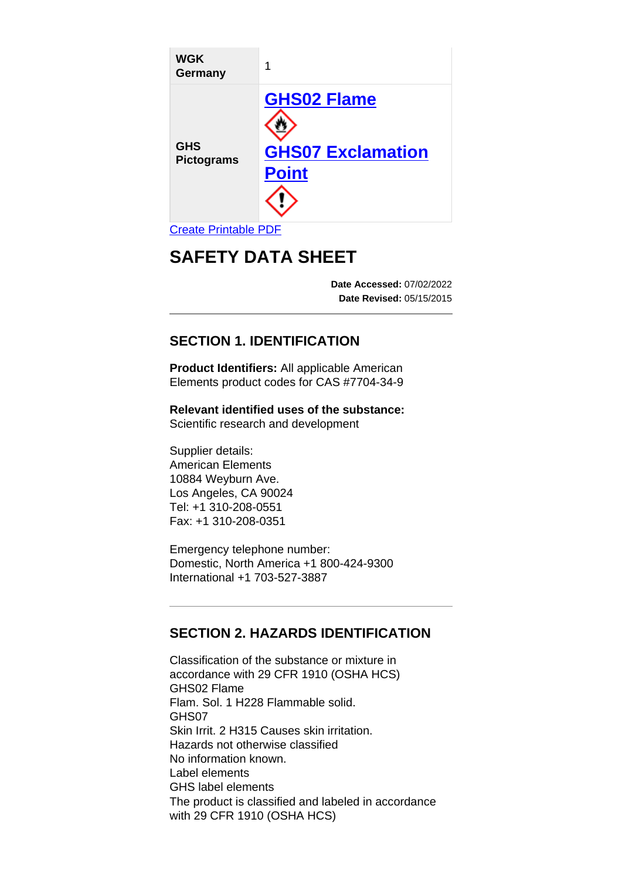| WGK Germany | 1 |
| --- | --- |
| GHS Pictograms | GHS02 Flame<br>GHS07 Exclamation Point |

Create Printable PDF

# SAFETY DATA SHEET

**Date Accessed:** 07/02/2022
**Date Revised:** 05/15/2015

## SECTION 1. IDENTIFICATION

**Product Identifiers:** All applicable American Elements product codes for CAS #7704-34-9

**Relevant identified uses of the substance:** Scientific research and development

Supplier details:
American Elements
10884 Weyburn Ave.
Los Angeles, CA 90024
Tel: +1 310-208-0551
Fax: +1 310-208-0351

Emergency telephone number:
Domestic, North America +1 800-424-9300
International +1 703-527-3887

## SECTION 2. HAZARDS IDENTIFICATION

Classification of the substance or mixture in accordance with 29 CFR 1910 (OSHA HCS)
GHS02 Flame
Flam. Sol. 1 H228 Flammable solid.
GHS07
Skin Irrit. 2 H315 Causes skin irritation.
Hazards not otherwise classified
No information known.
Label elements
GHS label elements
The product is classified and labeled in accordance with 29 CFR 1910 (OSHA HCS)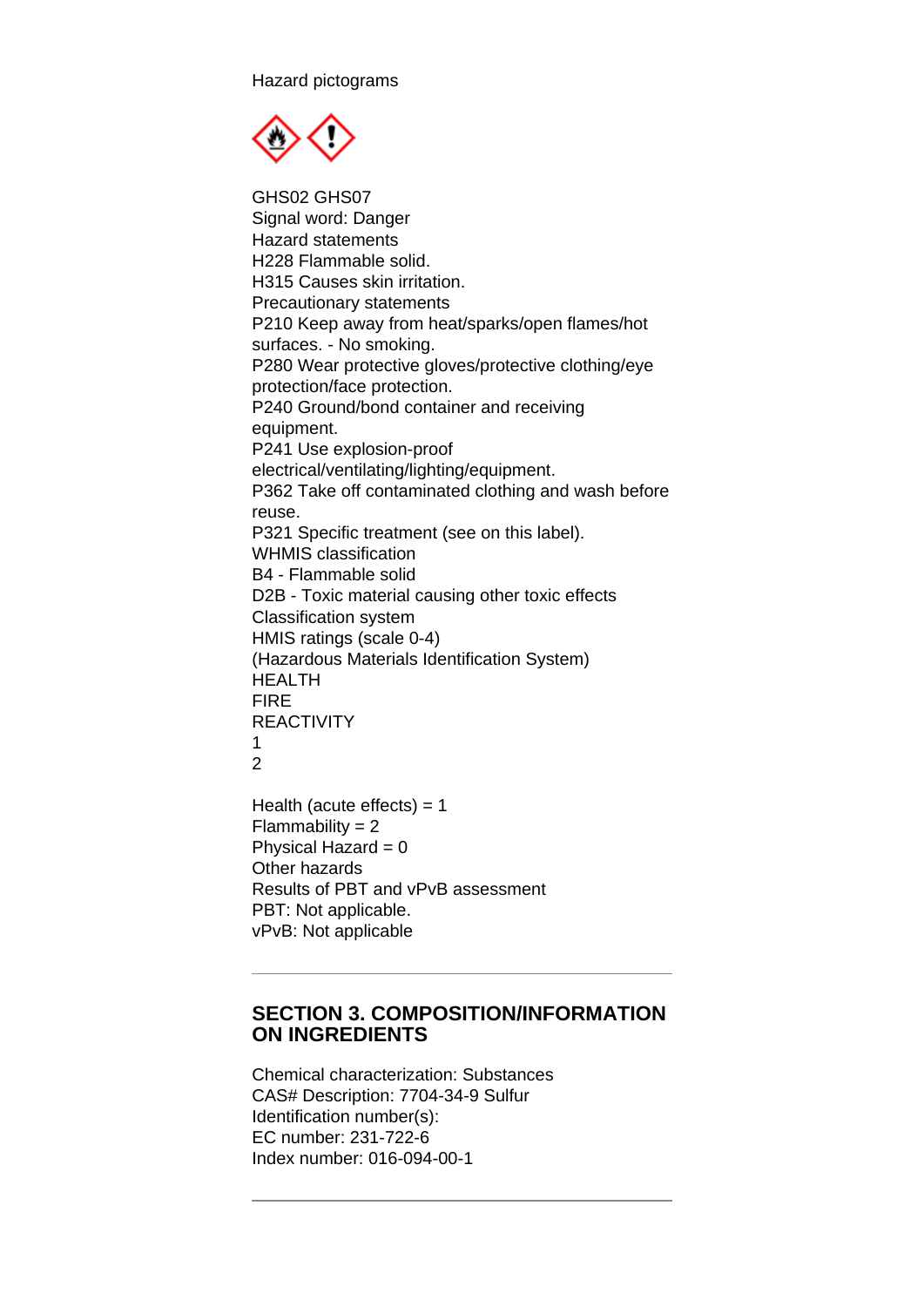Hazard pictograms

GHS02 GHS07

Signal word: Danger

Hazard statements

H228 Flammable solid.

H315 Causes skin irritation.

Precautionary statements

P210 Keep away from heat/sparks/open flames/hot surfaces. - No smoking.

P280 Wear protective gloves/protective clothing/eye protection/face protection.

P240 Ground/bond container and receiving equipment.

P241 Use explosion-proof electrical/ventilating/lighting/equipment.

P362 Take off contaminated clothing and wash before reuse.

P321 Specific treatment (see on this label).

WHMIS classification

B4 - Flammable solid

D2B - Toxic material causing other toxic effects

Classification system

HMIS ratings (scale 0-4)

(Hazardous Materials Identification System)

HEALTH

FIRE

REACTIVITY

1

2

Health (acute effects) = 1

Flammability = 2

Physical Hazard = 0

Other hazards

Results of PBT and vPvB assessment

PBT: Not applicable.

vPvB: Not applicable

---

## SECTION 3. COMPOSITION/INFORMATION ON INGREDIENTS

Chemical characterization: Substances

CAS# Description: 7704-34-9 Sulfur

Identification number(s):

EC number: 231-722-6

Index number: 016-094-00-1

---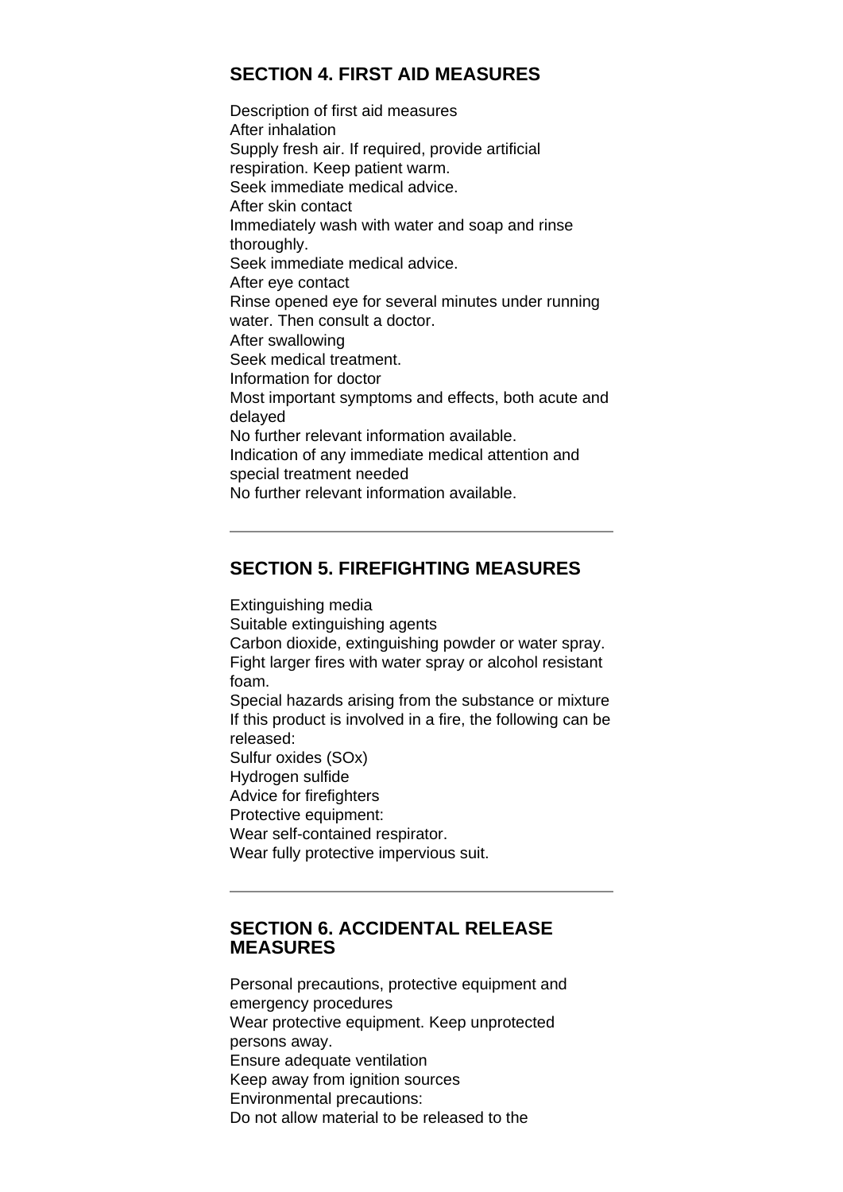## SECTION 4. FIRST AID MEASURES

Description of first aid measures
After inhalation
Supply fresh air. If required, provide artificial respiration. Keep patient warm.
Seek immediate medical advice.
After skin contact
Immediately wash with water and soap and rinse thoroughly.
Seek immediate medical advice.
After eye contact
Rinse opened eye for several minutes under running water. Then consult a doctor.
After swallowing
Seek medical treatment.
Information for doctor
Most important symptoms and effects, both acute and delayed
No further relevant information available.
Indication of any immediate medical attention and special treatment needed
No further relevant information available.

---

## SECTION 5. FIREFIGHTING MEASURES

Extinguishing media
Suitable extinguishing agents
Carbon dioxide, extinguishing powder or water spray. Fight larger fires with water spray or alcohol resistant foam.
Special hazards arising from the substance or mixture
If this product is involved in a fire, the following can be released:
Sulfur oxides (SOx)
Hydrogen sulfide
Advice for firefighters
Protective equipment:
Wear self-contained respirator.
Wear fully protective impervious suit.

---

## SECTION 6. ACCIDENTAL RELEASE MEASURES

Personal precautions, protective equipment and emergency procedures
Wear protective equipment. Keep unprotected persons away.
Ensure adequate ventilation
Keep away from ignition sources
Environmental precautions:
Do not allow material to be released to the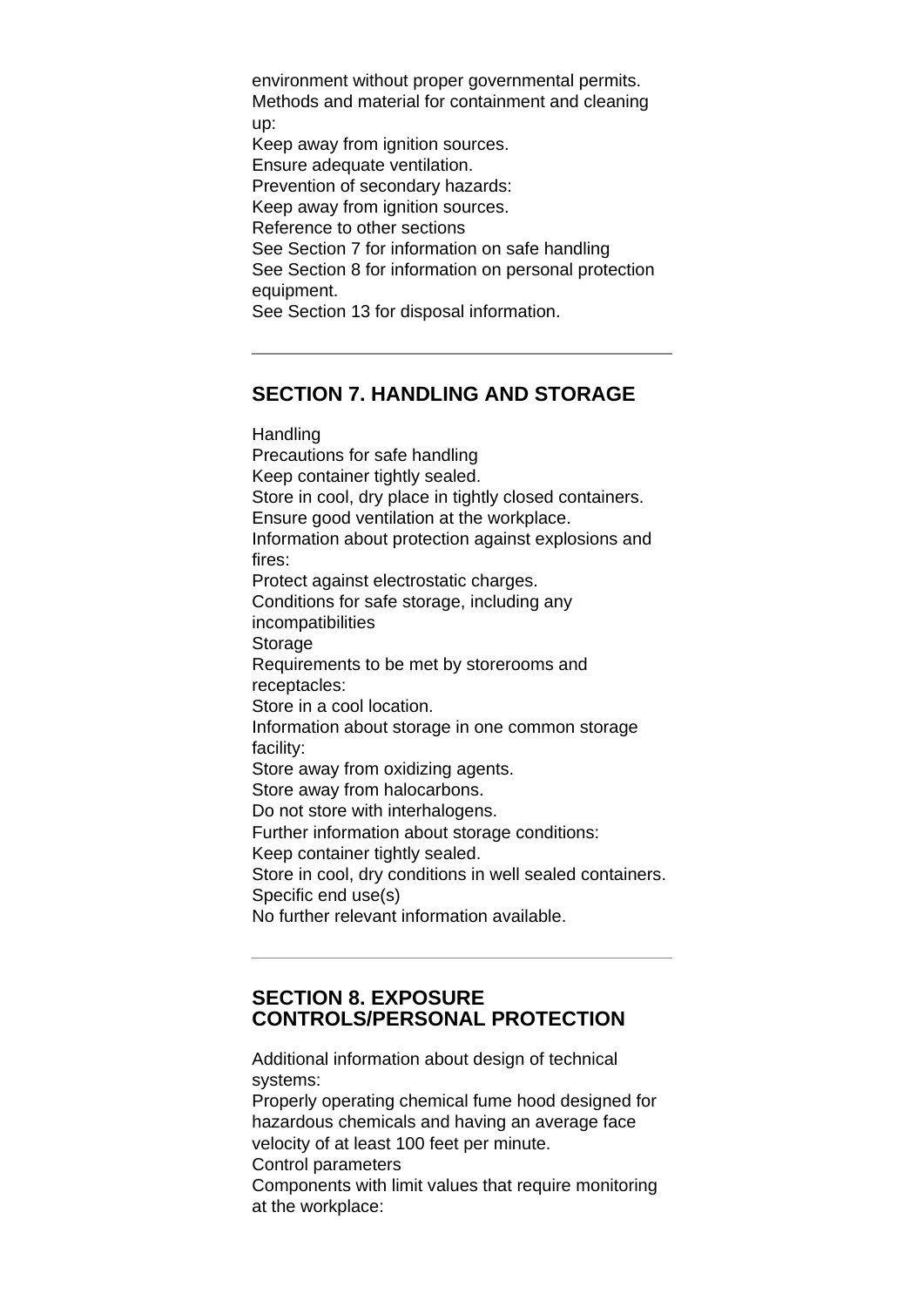environment without proper governmental permits.
Methods and material for containment and cleaning up:
Keep away from ignition sources.
Ensure adequate ventilation.
Prevention of secondary hazards:
Keep away from ignition sources.
Reference to other sections
See Section 7 for information on safe handling
See Section 8 for information on personal protection equipment.
See Section 13 for disposal information.

---

## SECTION 7. HANDLING AND STORAGE

Handling
Precautions for safe handling
Keep container tightly sealed.
Store in cool, dry place in tightly closed containers.
Ensure good ventilation at the workplace.
Information about protection against explosions and fires:
Protect against electrostatic charges.
Conditions for safe storage, including any incompatibilities
Storage
Requirements to be met by storerooms and receptacles:
Store in a cool location.
Information about storage in one common storage facility:
Store away from oxidizing agents.
Store away from halocarbons.
Do not store with interhalogens.
Further information about storage conditions:
Keep container tightly sealed.
Store in cool, dry conditions in well sealed containers.
Specific end use(s)
No further relevant information available.

---

## SECTION 8. EXPOSURE CONTROLS/PERSONAL PROTECTION

Additional information about design of technical systems:
Properly operating chemical fume hood designed for hazardous chemicals and having an average face velocity of at least 100 feet per minute.
Control parameters
Components with limit values that require monitoring at the workplace: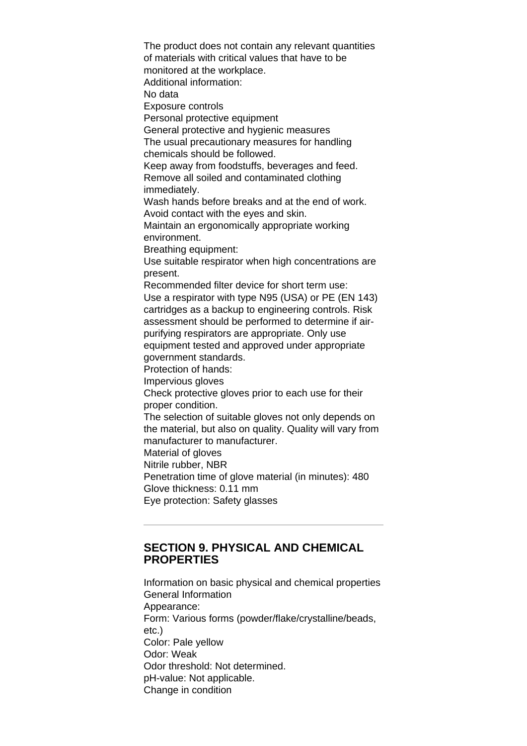The product does not contain any relevant quantities of materials with critical values that have to be monitored at the workplace.
Additional information:
No data
Exposure controls
Personal protective equipment
General protective and hygienic measures
The usual precautionary measures for handling chemicals should be followed.
Keep away from foodstuffs, beverages and feed.
Remove all soiled and contaminated clothing immediately.
Wash hands before breaks and at the end of work.
Avoid contact with the eyes and skin.
Maintain an ergonomically appropriate working environment.
Breathing equipment:
Use suitable respirator when high concentrations are present.
Recommended filter device for short term use:
Use a respirator with type N95 (USA) or PE (EN 143) cartridges as a backup to engineering controls. Risk assessment should be performed to determine if air-purifying respirators are appropriate. Only use equipment tested and approved under appropriate government standards.
Protection of hands:
Impervious gloves
Check protective gloves prior to each use for their proper condition.
The selection of suitable gloves not only depends on the material, but also on quality. Quality will vary from manufacturer to manufacturer.
Material of gloves
Nitrile rubber, NBR
Penetration time of glove material (in minutes): 480
Glove thickness: 0.11 mm
Eye protection: Safety glasses

---

## SECTION 9. PHYSICAL AND CHEMICAL PROPERTIES

Information on basic physical and chemical properties
General Information
Appearance:
Form: Various forms (powder/flake/crystalline/beads, etc.)
Color: Pale yellow
Odor: Weak
Odor threshold: Not determined.
pH-value: Not applicable.
Change in condition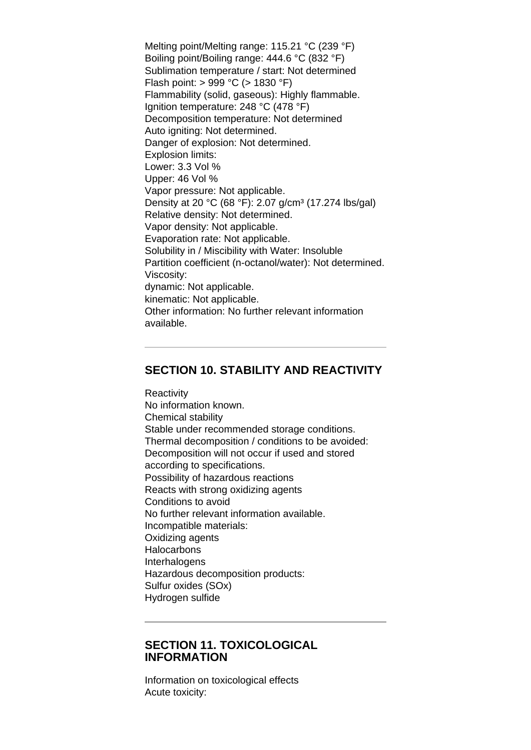Melting point/Melting range: 115.21 °C (239 °F)
Boiling point/Boiling range: 444.6 °C (832 °F)
Sublimation temperature / start: Not determined
Flash point: > 999 °C (> 1830 °F)
Flammability (solid, gaseous): Highly flammable.
Ignition temperature: 248 °C (478 °F)
Decomposition temperature: Not determined
Auto igniting: Not determined.
Danger of explosion: Not determined.
Explosion limits:
Lower: 3.3 Vol %
Upper: 46 Vol %
Vapor pressure: Not applicable.
Density at 20 °C (68 °F): 2.07 g/cm³ (17.274 lbs/gal)
Relative density: Not determined.
Vapor density: Not applicable.
Evaporation rate: Not applicable.
Solubility in / Miscibility with Water: Insoluble
Partition coefficient (n-octanol/water): Not determined.
Viscosity:
dynamic: Not applicable.
kinematic: Not applicable.
Other information: No further relevant information available.

---

## SECTION 10. STABILITY AND REACTIVITY

Reactivity
No information known.
Chemical stability
Stable under recommended storage conditions.
Thermal decomposition / conditions to be avoided:
Decomposition will not occur if used and stored according to specifications.
Possibility of hazardous reactions
Reacts with strong oxidizing agents
Conditions to avoid
No further relevant information available.
Incompatible materials:
Oxidizing agents
Halocarbons
Interhalogens
Hazardous decomposition products:
Sulfur oxides (SOx)
Hydrogen sulfide

---

## SECTION 11. TOXICOLOGICAL INFORMATION

Information on toxicological effects
Acute toxicity: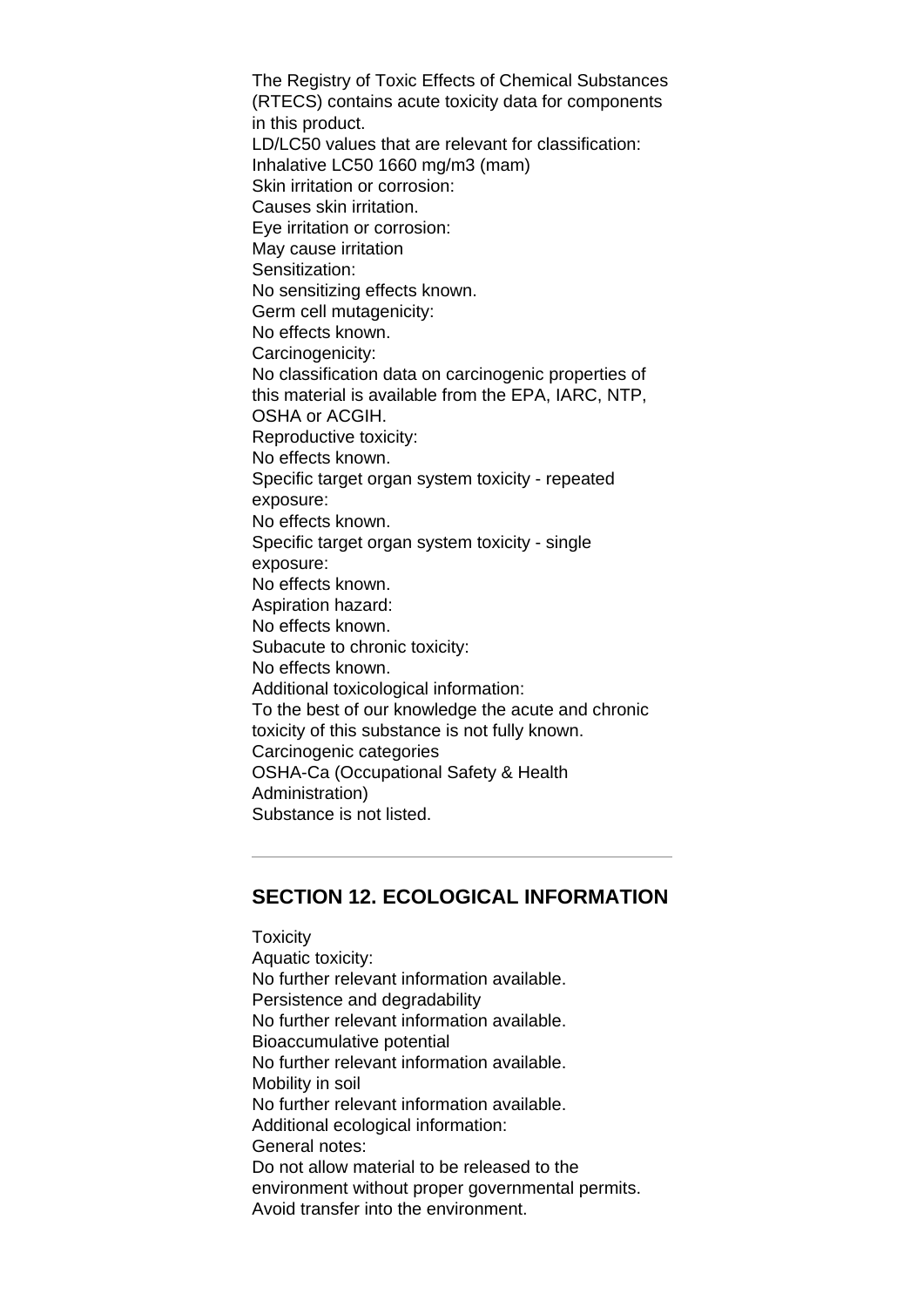The Registry of Toxic Effects of Chemical Substances (RTECS) contains acute toxicity data for components in this product.

LD/LC50 values that are relevant for classification:

Inhalative LC50 1660 mg/m3 (mam)

Skin irritation or corrosion:

Causes skin irritation.

Eye irritation or corrosion:

May cause irritation

Sensitization:

No sensitizing effects known.

Germ cell mutagenicity:

No effects known.

Carcinogenicity:

No classification data on carcinogenic properties of this material is available from the EPA, IARC, NTP, OSHA or ACGIH.

Reproductive toxicity:

No effects known.

Specific target organ system toxicity - repeated exposure:

No effects known.

Specific target organ system toxicity - single exposure:

No effects known.

Aspiration hazard:

No effects known.

Subacute to chronic toxicity:

No effects known.

Additional toxicological information:

To the best of our knowledge the acute and chronic toxicity of this substance is not fully known.

Carcinogenic categories

OSHA-Ca (Occupational Safety & Health Administration)

Substance is not listed.

---

## SECTION 12. ECOLOGICAL INFORMATION

Toxicity

Aquatic toxicity:

No further relevant information available.

Persistence and degradability

No further relevant information available.

Bioaccumulative potential

No further relevant information available.

Mobility in soil

No further relevant information available.

Additional ecological information:

General notes:

Do not allow material to be released to the environment without proper governmental permits.

Avoid transfer into the environment.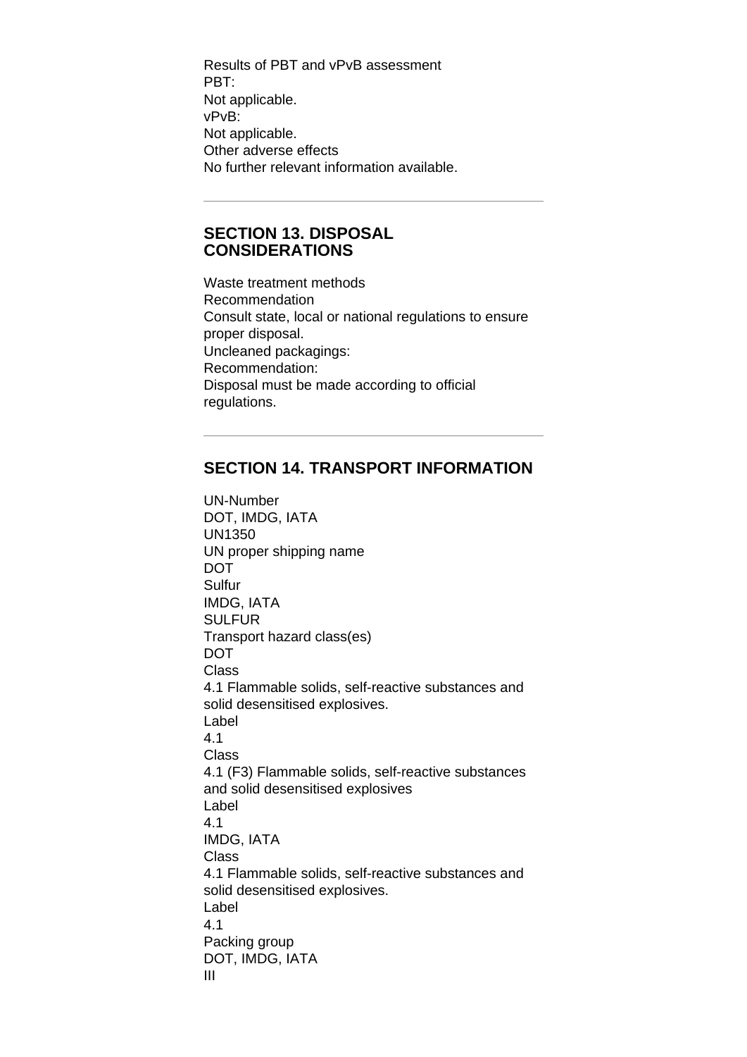Results of PBT and vPvB assessment
PBT:
Not applicable.
vPvB:
Not applicable.
Other adverse effects
No further relevant information available.

---

## SECTION 13. DISPOSAL CONSIDERATIONS

Waste treatment methods
Recommendation
Consult state, local or national regulations to ensure proper disposal.
Uncleaned packagings:
Recommendation:
Disposal must be made according to official regulations.

---

## SECTION 14. TRANSPORT INFORMATION

UN-Number
DOT, IMDG, IATA
UN1350
UN proper shipping name
DOT
Sulfur
IMDG, IATA
SULFUR
Transport hazard class(es)
DOT
Class
4.1 Flammable solids, self-reactive substances and solid desensitised explosives.
Label
4.1
Class
4.1 (F3) Flammable solids, self-reactive substances and solid desensitised explosives
Label
4.1
IMDG, IATA
Class
4.1 Flammable solids, self-reactive substances and solid desensitised explosives.
Label
4.1
Packing group
DOT, IMDG, IATA
III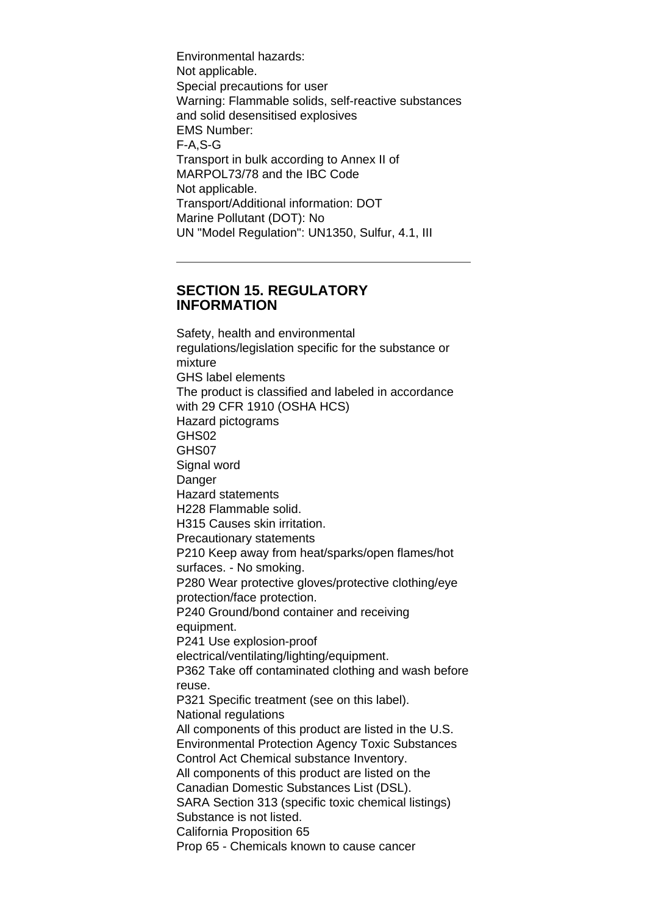Environmental hazards:
Not applicable.
Special precautions for user
Warning: Flammable solids, self-reactive substances and solid desensitised explosives
EMS Number:
F-A,S-G
Transport in bulk according to Annex II of MARPOL73/78 and the IBC Code
Not applicable.
Transport/Additional information: DOT
Marine Pollutant (DOT): No
UN "Model Regulation": UN1350, Sulfur, 4.1, III

---

## SECTION 15. REGULATORY INFORMATION

Safety, health and environmental regulations/legislation specific for the substance or mixture
GHS label elements
The product is classified and labeled in accordance with 29 CFR 1910 (OSHA HCS)
Hazard pictograms
GHS02
GHS07
Signal word
Danger
Hazard statements
H228 Flammable solid.
H315 Causes skin irritation.
Precautionary statements
P210 Keep away from heat/sparks/open flames/hot surfaces. - No smoking.
P280 Wear protective gloves/protective clothing/eye protection/face protection.
P240 Ground/bond container and receiving equipment.
P241 Use explosion-proof electrical/ventilating/lighting/equipment.
P362 Take off contaminated clothing and wash before reuse.
P321 Specific treatment (see on this label).
National regulations
All components of this product are listed in the U.S. Environmental Protection Agency Toxic Substances Control Act Chemical substance Inventory.
All components of this product are listed on the Canadian Domestic Substances List (DSL).
SARA Section 313 (specific toxic chemical listings)
Substance is not listed.
California Proposition 65
Prop 65 - Chemicals known to cause cancer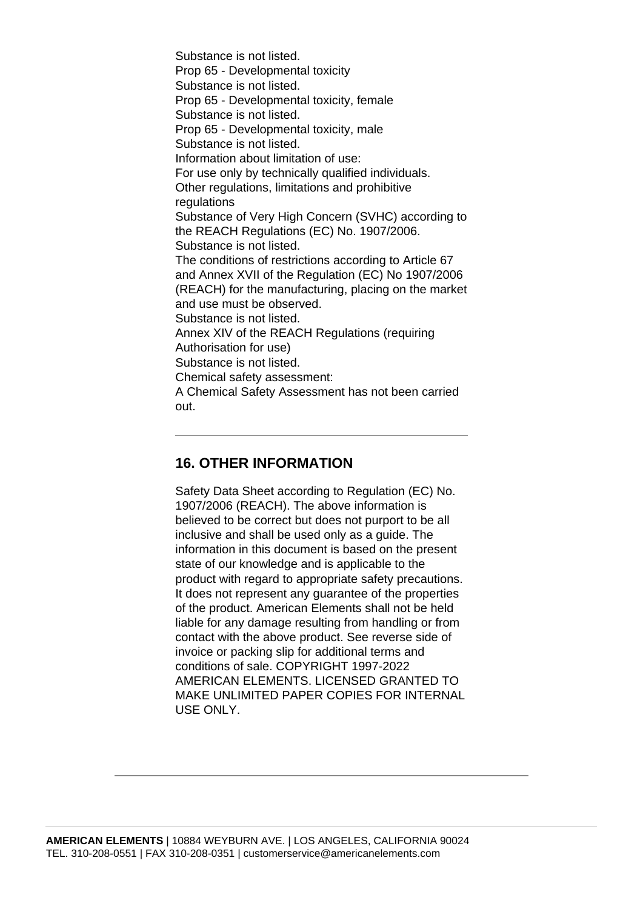Substance is not listed.

Prop 65 - Developmental toxicity

Substance is not listed.

Prop 65 - Developmental toxicity, female

Substance is not listed.

Prop 65 - Developmental toxicity, male

Substance is not listed.

Information about limitation of use:

For use only by technically qualified individuals.

Other regulations, limitations and prohibitive regulations

Substance of Very High Concern (SVHC) according to the REACH Regulations (EC) No. 1907/2006.

Substance is not listed.

The conditions of restrictions according to Article 67 and Annex XVII of the Regulation (EC) No 1907/2006 (REACH) for the manufacturing, placing on the market and use must be observed.

Substance is not listed.

Annex XIV of the REACH Regulations (requiring Authorisation for use)

Substance is not listed.

Chemical safety assessment:

A Chemical Safety Assessment has not been carried out.

---

## 16. OTHER INFORMATION

Safety Data Sheet according to Regulation (EC) No. 1907/2006 (REACH). The above information is believed to be correct but does not purport to be all inclusive and shall be used only as a guide. The information in this document is based on the present state of our knowledge and is applicable to the product with regard to appropriate safety precautions. It does not represent any guarantee of the properties of the product. American Elements shall not be held liable for any damage resulting from handling or from contact with the above product. See reverse side of invoice or packing slip for additional terms and conditions of sale. COPYRIGHT 1997-2022 AMERICAN ELEMENTS. LICENSED GRANTED TO MAKE UNLIMITED PAPER COPIES FOR INTERNAL USE ONLY.